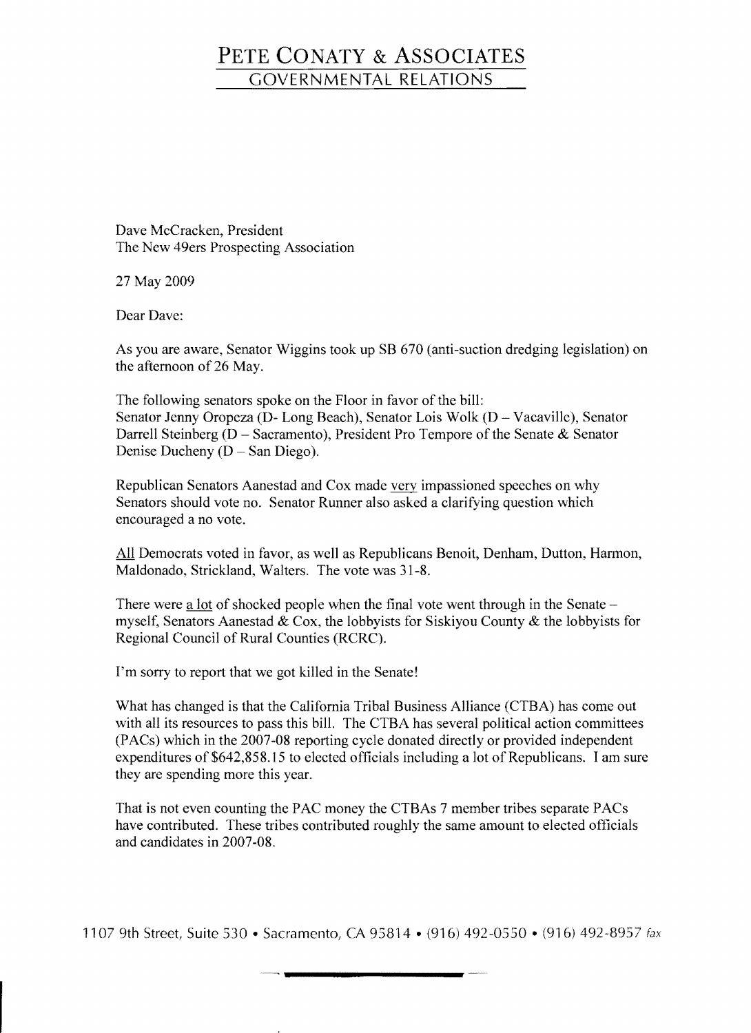# PETE CONATY & ASSOCIATES

## GOVERNMENTAL RELATIONS

Dave McCracken, President
The New 49ers Prospecting Association

27 May 2009

Dear Dave:

As you are aware, Senator Wiggins took up SB 670 (anti-suction dredging legislation) on the afternoon of 26 May.

The following senators spoke on the Floor in favor of the bill:
Senator Jenny Oropeza (D- Long Beach), Senator Lois Wolk (D – Vacaville), Senator Darrell Steinberg (D – Sacramento), President Pro Tempore of the Senate & Senator Denise Ducheny (D – San Diego).

Republican Senators Aanestad and Cox made <u>very</u> impassioned speeches on why Senators should vote no. Senator Runner also asked a clarifying question which encouraged a no vote.

<u>All</u> Democrats voted in favor, as well as Republicans Benoit, Denham, Dutton, Harmon, Maldonado, Strickland, Walters. The vote was 31-8.

There were <u>a lot</u> of shocked people when the final vote went through in the Senate – myself, Senators Aanestad & Cox, the lobbyists for Siskiyou County & the lobbyists for Regional Council of Rural Counties (RCRC).

I'm sorry to report that we got killed in the Senate!

What has changed is that the California Tribal Business Alliance (CTBA) has come out with all its resources to pass this bill. The CTBA has several political action committees (PACs) which in the 2007-08 reporting cycle donated directly or provided independent expenditures of $642,858.15 to elected officials including a lot of Republicans. I am sure they are spending more this year.

That is not even counting the PAC money the CTBAs 7 member tribes separate PACs have contributed. These tribes contributed roughly the same amount to elected officials and candidates in 2007-08.

1107 9th Street, Suite 530 • Sacramento, CA 95814 • (916) 492-0550 • (916) 492-8957 *fax*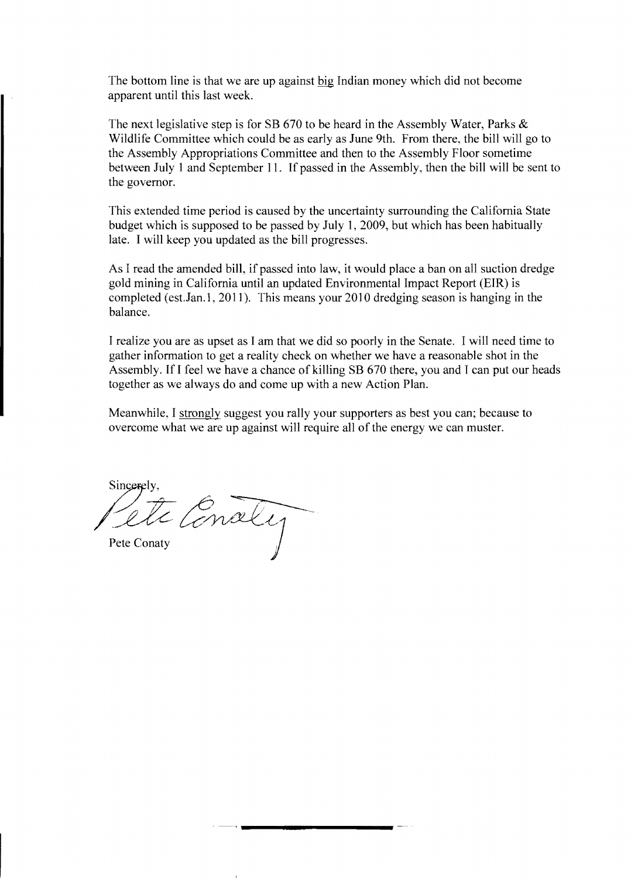The bottom line is that we are up against big Indian money which did not become apparent until this last week.

The next legislative step is for SB 670 to be heard in the Assembly Water, Parks & Wildlife Committee which could be as early as June 9th. From there, the bill will go to the Assembly Appropriations Committee and then to the Assembly Floor sometime between July 1 and September 11. If passed in the Assembly, then the bill will be sent to the governor.

This extended time period is caused by the uncertainty surrounding the California State budget which is supposed to be passed by July 1, 2009, but which has been habitually late. I will keep you updated as the bill progresses.

As I read the amended bill, if passed into law, it would place a ban on all suction dredge gold mining in California until an updated Environmental Impact Report (EIR) is completed (est.Jan.1, 2011). This means your 2010 dredging season is hanging in the balance.

I realize you are as upset as I am that we did so poorly in the Senate. I will need time to gather information to get a reality check on whether we have a reasonable shot in the Assembly. If I feel we have a chance of killing SB 670 there, you and I can put our heads together as we always do and come up with a new Action Plan.

Meanwhile, I strongly suggest you rally your supporters as best you can; because to overcome what we are up against will require all of the energy we can muster.

Sincerely,

Pete Conaty

Pete Conaty